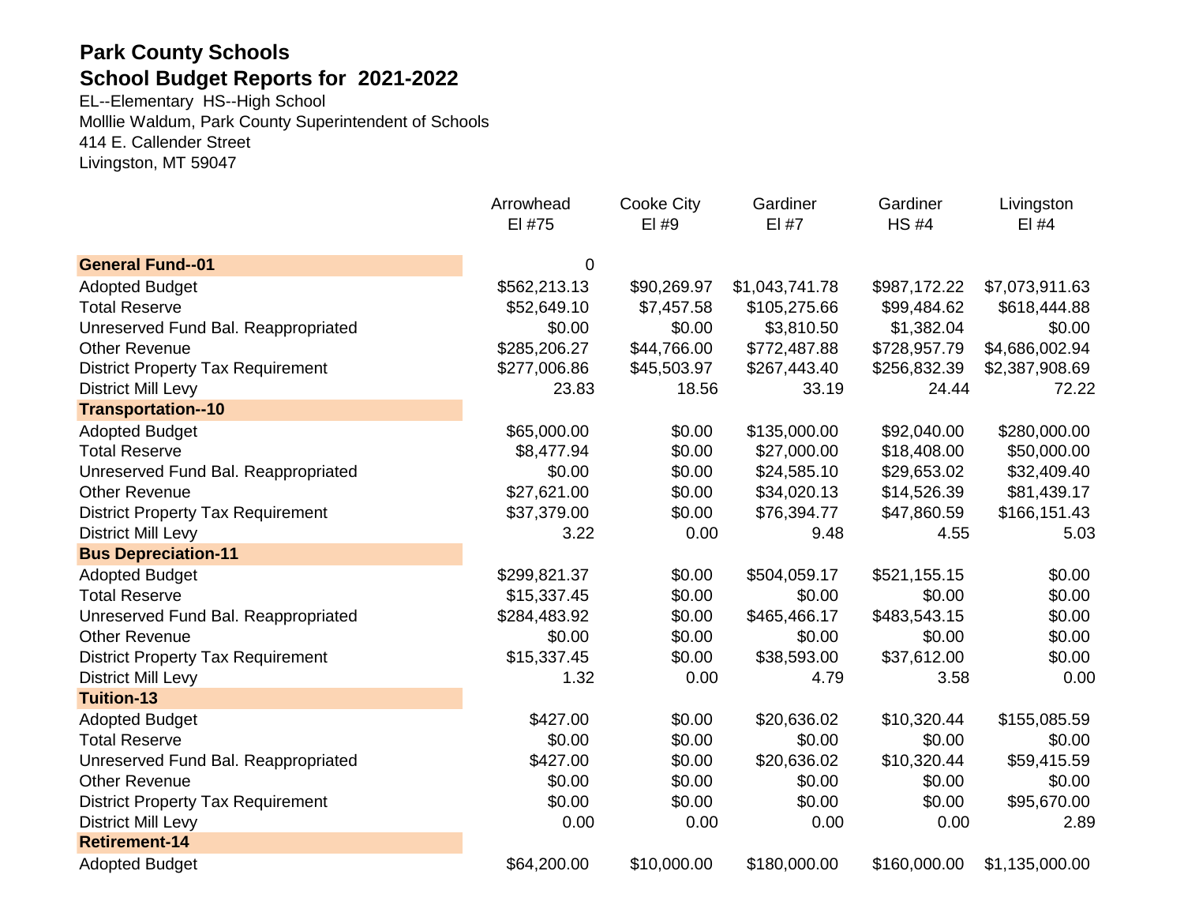# Park County Schools
## School Budget Reports for 2021-2022

EL--Elementary HS--High School
Molllie Waldum, Park County Superintendent of Schools
414 E. Callender Street
Livingston, MT 59047

| | Arrowhead El #75 | Cooke City El #9 | Gardiner El #7 | Gardiner HS #4 | Livingston El #4 |
|---|---|---|---|---|---|
| **General Fund--01** | 0 | | | | |
| Adopted Budget | $562,213.13 | $90,269.97 | $1,043,741.78 | $987,172.22 | $7,073,911.63 |
| Total Reserve | $52,649.10 | $7,457.58 | $105,275.66 | $99,484.62 | $618,444.88 |
| Unreserved Fund Bal. Reappropriated | $0.00 | $0.00 | $3,810.50 | $1,382.04 | $0.00 |
| Other Revenue | $285,206.27 | $44,766.00 | $772,487.88 | $728,957.79 | $4,686,002.94 |
| District Property Tax Requirement | $277,006.86 | $45,503.97 | $267,443.40 | $256,832.39 | $2,387,908.69 |
| District Mill Levy | 23.83 | 18.56 | 33.19 | 24.44 | 72.22 |
| **Transportation--10** | | | | | |
| Adopted Budget | $65,000.00 | $0.00 | $135,000.00 | $92,040.00 | $280,000.00 |
| Total Reserve | $8,477.94 | $0.00 | $27,000.00 | $18,408.00 | $50,000.00 |
| Unreserved Fund Bal. Reappropriated | $0.00 | $0.00 | $24,585.10 | $29,653.02 | $32,409.40 |
| Other Revenue | $27,621.00 | $0.00 | $34,020.13 | $14,526.39 | $81,439.17 |
| District Property Tax Requirement | $37,379.00 | $0.00 | $76,394.77 | $47,860.59 | $166,151.43 |
| District Mill Levy | 3.22 | 0.00 | 9.48 | 4.55 | 5.03 |
| **Bus Depreciation-11** | | | | | |
| Adopted Budget | $299,821.37 | $0.00 | $504,059.17 | $521,155.15 | $0.00 |
| Total Reserve | $15,337.45 | $0.00 | $0.00 | $0.00 | $0.00 |
| Unreserved Fund Bal. Reappropriated | $284,483.92 | $0.00 | $465,466.17 | $483,543.15 | $0.00 |
| Other Revenue | $0.00 | $0.00 | $0.00 | $0.00 | $0.00 |
| District Property Tax Requirement | $15,337.45 | $0.00 | $38,593.00 | $37,612.00 | $0.00 |
| District Mill Levy | 1.32 | 0.00 | 4.79 | 3.58 | 0.00 |
| **Tuition-13** | | | | | |
| Adopted Budget | $427.00 | $0.00 | $20,636.02 | $10,320.44 | $155,085.59 |
| Total Reserve | $0.00 | $0.00 | $0.00 | $0.00 | $0.00 |
| Unreserved Fund Bal. Reappropriated | $427.00 | $0.00 | $20,636.02 | $10,320.44 | $59,415.59 |
| Other Revenue | $0.00 | $0.00 | $0.00 | $0.00 | $0.00 |
| District Property Tax Requirement | $0.00 | $0.00 | $0.00 | $0.00 | $95,670.00 |
| District Mill Levy | 0.00 | 0.00 | 0.00 | 0.00 | 2.89 |
| **Retirement-14** | | | | | |
| Adopted Budget | $64,200.00 | $10,000.00 | $180,000.00 | $160,000.00 | $1,135,000.00 |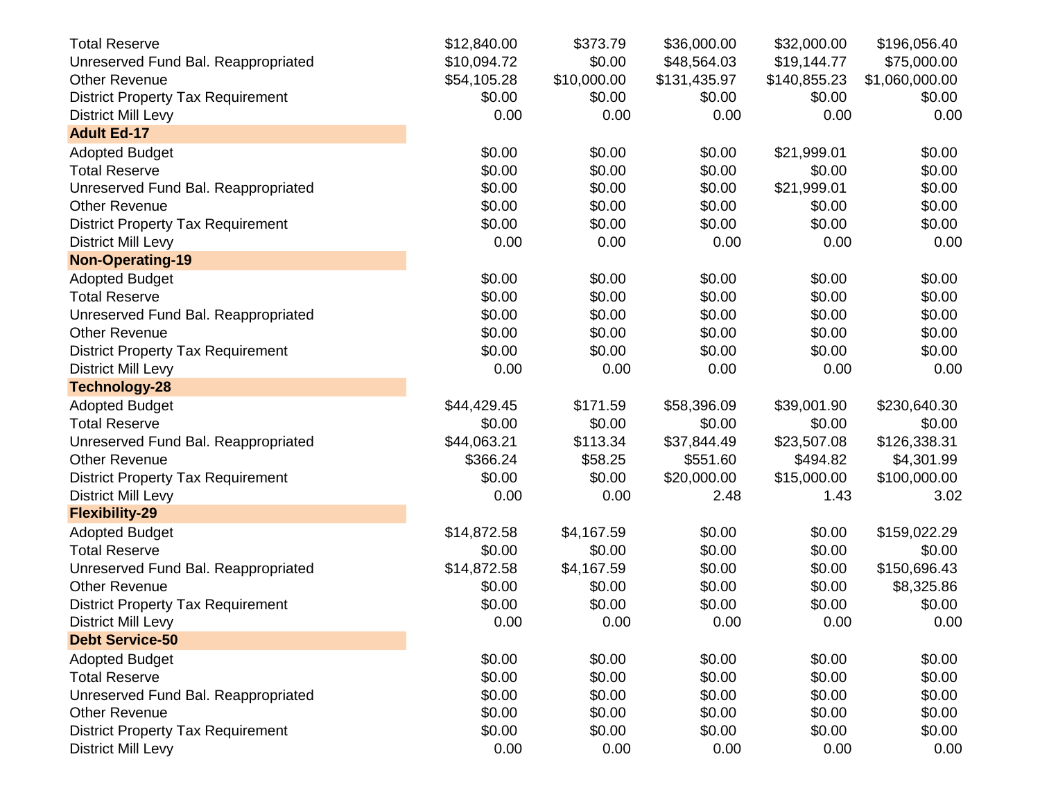| | | | | | |
|---|---|---|---|---|---|
| Total Reserve | $12,840.00 | $373.79 | $36,000.00 | $32,000.00 | $196,056.40 |
| Unreserved Fund Bal. Reappropriated | $10,094.72 | $0.00 | $48,564.03 | $19,144.77 | $75,000.00 |
| Other Revenue | $54,105.28 | $10,000.00 | $131,435.97 | $140,855.23 | $1,060,000.00 |
| District Property Tax Requirement | $0.00 | $0.00 | $0.00 | $0.00 | $0.00 |
| District Mill Levy | 0.00 | 0.00 | 0.00 | 0.00 | 0.00 |
| **Adult Ed-17** | | | | | |
| Adopted Budget | $0.00 | $0.00 | $0.00 | $21,999.01 | $0.00 |
| Total Reserve | $0.00 | $0.00 | $0.00 | $0.00 | $0.00 |
| Unreserved Fund Bal. Reappropriated | $0.00 | $0.00 | $0.00 | $21,999.01 | $0.00 |
| Other Revenue | $0.00 | $0.00 | $0.00 | $0.00 | $0.00 |
| District Property Tax Requirement | $0.00 | $0.00 | $0.00 | $0.00 | $0.00 |
| District Mill Levy | 0.00 | 0.00 | 0.00 | 0.00 | 0.00 |
| **Non-Operating-19** | | | | | |
| Adopted Budget | $0.00 | $0.00 | $0.00 | $0.00 | $0.00 |
| Total Reserve | $0.00 | $0.00 | $0.00 | $0.00 | $0.00 |
| Unreserved Fund Bal. Reappropriated | $0.00 | $0.00 | $0.00 | $0.00 | $0.00 |
| Other Revenue | $0.00 | $0.00 | $0.00 | $0.00 | $0.00 |
| District Property Tax Requirement | $0.00 | $0.00 | $0.00 | $0.00 | $0.00 |
| District Mill Levy | 0.00 | 0.00 | 0.00 | 0.00 | 0.00 |
| **Technology-28** | | | | | |
| Adopted Budget | $44,429.45 | $171.59 | $58,396.09 | $39,001.90 | $230,640.30 |
| Total Reserve | $0.00 | $0.00 | $0.00 | $0.00 | $0.00 |
| Unreserved Fund Bal. Reappropriated | $44,063.21 | $113.34 | $37,844.49 | $23,507.08 | $126,338.31 |
| Other Revenue | $366.24 | $58.25 | $551.60 | $494.82 | $4,301.99 |
| District Property Tax Requirement | $0.00 | $0.00 | $20,000.00 | $15,000.00 | $100,000.00 |
| District Mill Levy | 0.00 | 0.00 | 2.48 | 1.43 | 3.02 |
| **Flexibility-29** | | | | | |
| Adopted Budget | $14,872.58 | $4,167.59 | $0.00 | $0.00 | $159,022.29 |
| Total Reserve | $0.00 | $0.00 | $0.00 | $0.00 | $0.00 |
| Unreserved Fund Bal. Reappropriated | $14,872.58 | $4,167.59 | $0.00 | $0.00 | $150,696.43 |
| Other Revenue | $0.00 | $0.00 | $0.00 | $0.00 | $8,325.86 |
| District Property Tax Requirement | $0.00 | $0.00 | $0.00 | $0.00 | $0.00 |
| District Mill Levy | 0.00 | 0.00 | 0.00 | 0.00 | 0.00 |
| **Debt Service-50** | | | | | |
| Adopted Budget | $0.00 | $0.00 | $0.00 | $0.00 | $0.00 |
| Total Reserve | $0.00 | $0.00 | $0.00 | $0.00 | $0.00 |
| Unreserved Fund Bal. Reappropriated | $0.00 | $0.00 | $0.00 | $0.00 | $0.00 |
| Other Revenue | $0.00 | $0.00 | $0.00 | $0.00 | $0.00 |
| District Property Tax Requirement | $0.00 | $0.00 | $0.00 | $0.00 | $0.00 |
| District Mill Levy | 0.00 | 0.00 | 0.00 | 0.00 | 0.00 |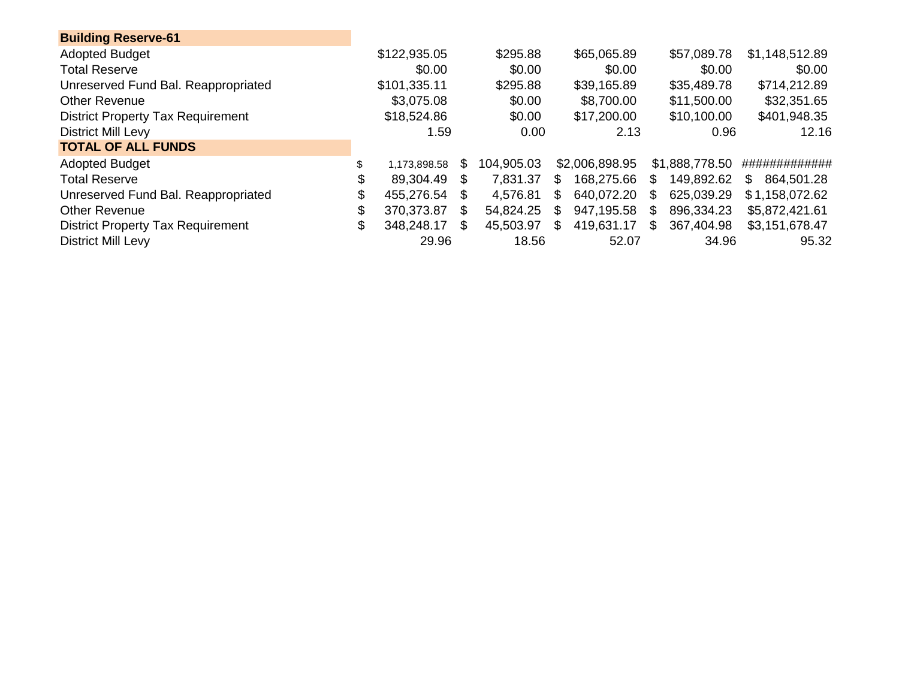| | | | | | |
|---|---|---|---|---|---|
| **Building Reserve-61** | | | | | |
| Adopted Budget | $122,935.05 | $295.88 | $65,065.89 | $57,089.78 | $1,148,512.89 |
| Total Reserve | $0.00 | $0.00 | $0.00 | $0.00 | $0.00 |
| Unreserved Fund Bal. Reappropriated | $101,335.11 | $295.88 | $39,165.89 | $35,489.78 | $714,212.89 |
| Other Revenue | $3,075.08 | $0.00 | $8,700.00 | $11,500.00 | $32,351.65 |
| District Property Tax Requirement | $18,524.86 | $0.00 | $17,200.00 | $10,100.00 | $401,948.35 |
| District Mill Levy | 1.59 | 0.00 | 2.13 | 0.96 | 12.16 |
| **TOTAL OF ALL FUNDS** | | | | | |
| Adopted Budget | $ 1,173,898.58 | $ 104,905.03 | $2,006,898.95 | $1,888,778.50 | ############# |
| Total Reserve | $ 89,304.49 | $ 7,831.37 | $ 168,275.66 | $ 149,892.62 | $ 864,501.28 |
| Unreserved Fund Bal. Reappropriated | $ 455,276.54 | $ 4,576.81 | $ 640,072.20 | $ 625,039.29 | $1,158,072.62 |
| Other Revenue | $ 370,373.87 | $ 54,824.25 | $ 947,195.58 | $ 896,334.23 | $5,872,421.61 |
| District Property Tax Requirement | $ 348,248.17 | $ 45,503.97 | $ 419,631.17 | $ 367,404.98 | $3,151,678.47 |
| District Mill Levy | 29.96 | 18.56 | 52.07 | 34.96 | 95.32 |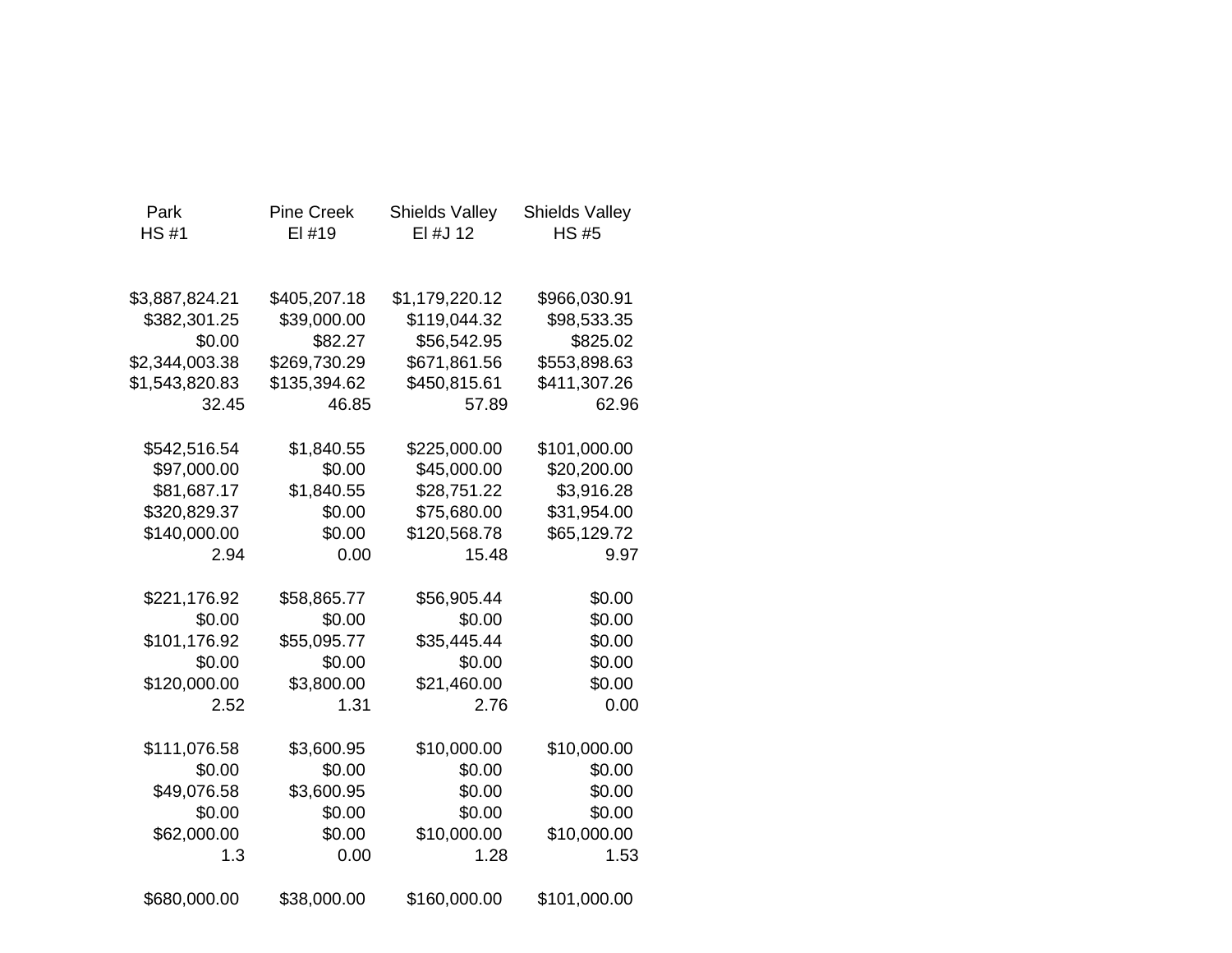| Park HS #1 | Pine Creek El #19 | Shields Valley El #J 12 | Shields Valley HS #5 |
|---|---|---|---|
| | | | |
| $3,887,824.21 | $405,207.18 | $1,179,220.12 | $966,030.91 |
| $382,301.25 | $39,000.00 | $119,044.32 | $98,533.35 |
| $0.00 | $82.27 | $56,542.95 | $825.02 |
| $2,344,003.38 | $269,730.29 | $671,861.56 | $553,898.63 |
| $1,543,820.83 | $135,394.62 | $450,815.61 | $411,307.26 |
| 32.45 | 46.85 | 57.89 | 62.96 |
| | | | |
| $542,516.54 | $1,840.55 | $225,000.00 | $101,000.00 |
| $97,000.00 | $0.00 | $45,000.00 | $20,200.00 |
| $81,687.17 | $1,840.55 | $28,751.22 | $3,916.28 |
| $320,829.37 | $0.00 | $75,680.00 | $31,954.00 |
| $140,000.00 | $0.00 | $120,568.78 | $65,129.72 |
| 2.94 | 0.00 | 15.48 | 9.97 |
| | | | |
| $221,176.92 | $58,865.77 | $56,905.44 | $0.00 |
| $0.00 | $0.00 | $0.00 | $0.00 |
| $101,176.92 | $55,095.77 | $35,445.44 | $0.00 |
| $0.00 | $0.00 | $0.00 | $0.00 |
| $120,000.00 | $3,800.00 | $21,460.00 | $0.00 |
| 2.52 | 1.31 | 2.76 | 0.00 |
| | | | |
| $111,076.58 | $3,600.95 | $10,000.00 | $10,000.00 |
| $0.00 | $0.00 | $0.00 | $0.00 |
| $49,076.58 | $3,600.95 | $0.00 | $0.00 |
| $0.00 | $0.00 | $0.00 | $0.00 |
| $62,000.00 | $0.00 | $10,000.00 | $10,000.00 |
| 1.3 | 0.00 | 1.28 | 1.53 |
| | | | |
| $680,000.00 | $38,000.00 | $160,000.00 | $101,000.00 |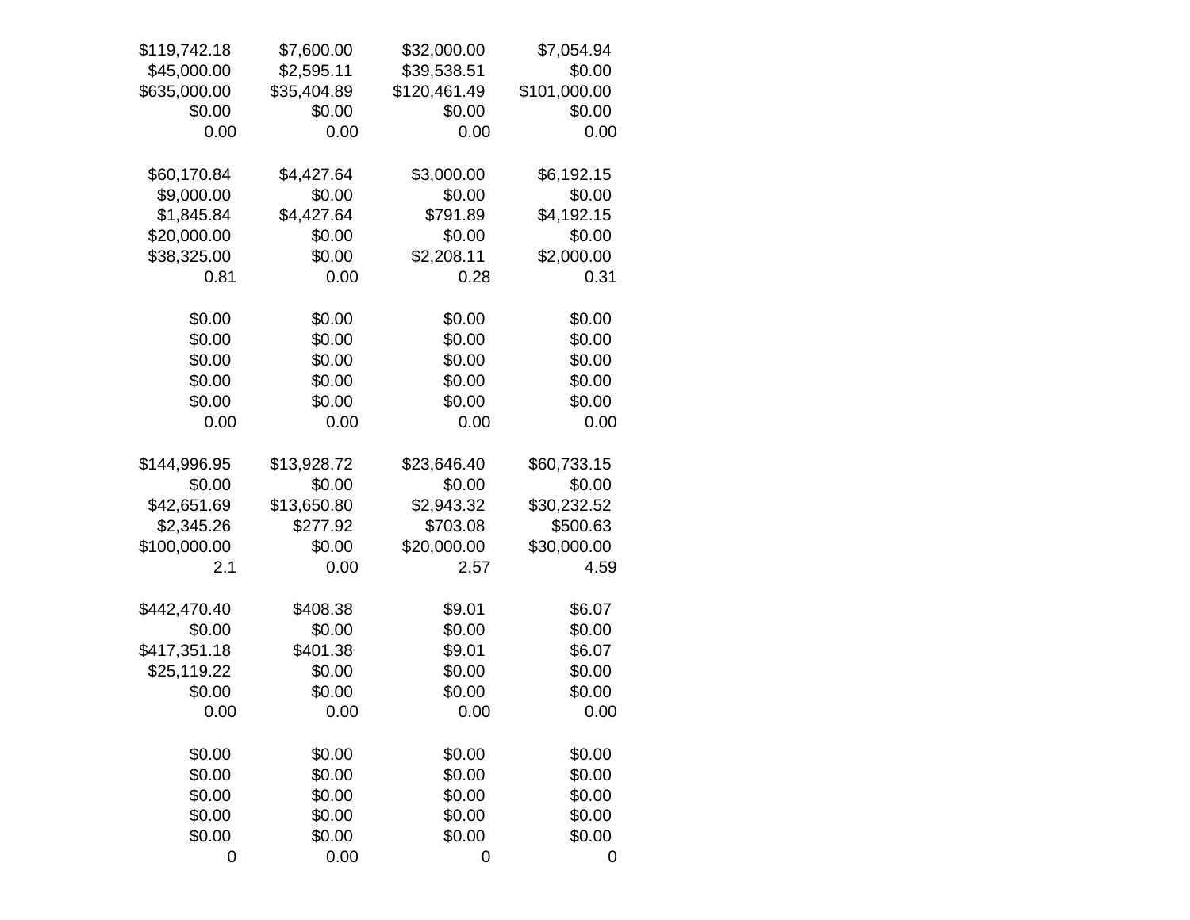| | | | |
|---|---|---|---|
| $119,742.18 | $7,600.00 | $32,000.00 | $7,054.94 |
| $45,000.00 | $2,595.11 | $39,538.51 | $0.00 |
| $635,000.00 | $35,404.89 | $120,461.49 | $101,000.00 |
| $0.00 | $0.00 | $0.00 | $0.00 |
| 0.00 | 0.00 | 0.00 | 0.00 |
| | | | |
| $60,170.84 | $4,427.64 | $3,000.00 | $6,192.15 |
| $9,000.00 | $0.00 | $0.00 | $0.00 |
| $1,845.84 | $4,427.64 | $791.89 | $4,192.15 |
| $20,000.00 | $0.00 | $0.00 | $0.00 |
| $38,325.00 | $0.00 | $2,208.11 | $2,000.00 |
| 0.81 | 0.00 | 0.28 | 0.31 |
| | | | |
| $0.00 | $0.00 | $0.00 | $0.00 |
| $0.00 | $0.00 | $0.00 | $0.00 |
| $0.00 | $0.00 | $0.00 | $0.00 |
| $0.00 | $0.00 | $0.00 | $0.00 |
| $0.00 | $0.00 | $0.00 | $0.00 |
| 0.00 | 0.00 | 0.00 | 0.00 |
| | | | |
| $144,996.95 | $13,928.72 | $23,646.40 | $60,733.15 |
| $0.00 | $0.00 | $0.00 | $0.00 |
| $42,651.69 | $13,650.80 | $2,943.32 | $30,232.52 |
| $2,345.26 | $277.92 | $703.08 | $500.63 |
| $100,000.00 | $0.00 | $20,000.00 | $30,000.00 |
| 2.1 | 0.00 | 2.57 | 4.59 |
| | | | |
| $442,470.40 | $408.38 | $9.01 | $6.07 |
| $0.00 | $0.00 | $0.00 | $0.00 |
| $417,351.18 | $401.38 | $9.01 | $6.07 |
| $25,119.22 | $0.00 | $0.00 | $0.00 |
| $0.00 | $0.00 | $0.00 | $0.00 |
| 0.00 | 0.00 | 0.00 | 0.00 |
| | | | |
| $0.00 | $0.00 | $0.00 | $0.00 |
| $0.00 | $0.00 | $0.00 | $0.00 |
| $0.00 | $0.00 | $0.00 | $0.00 |
| $0.00 | $0.00 | $0.00 | $0.00 |
| $0.00 | $0.00 | $0.00 | $0.00 |
| 0 | 0.00 | 0 | 0 |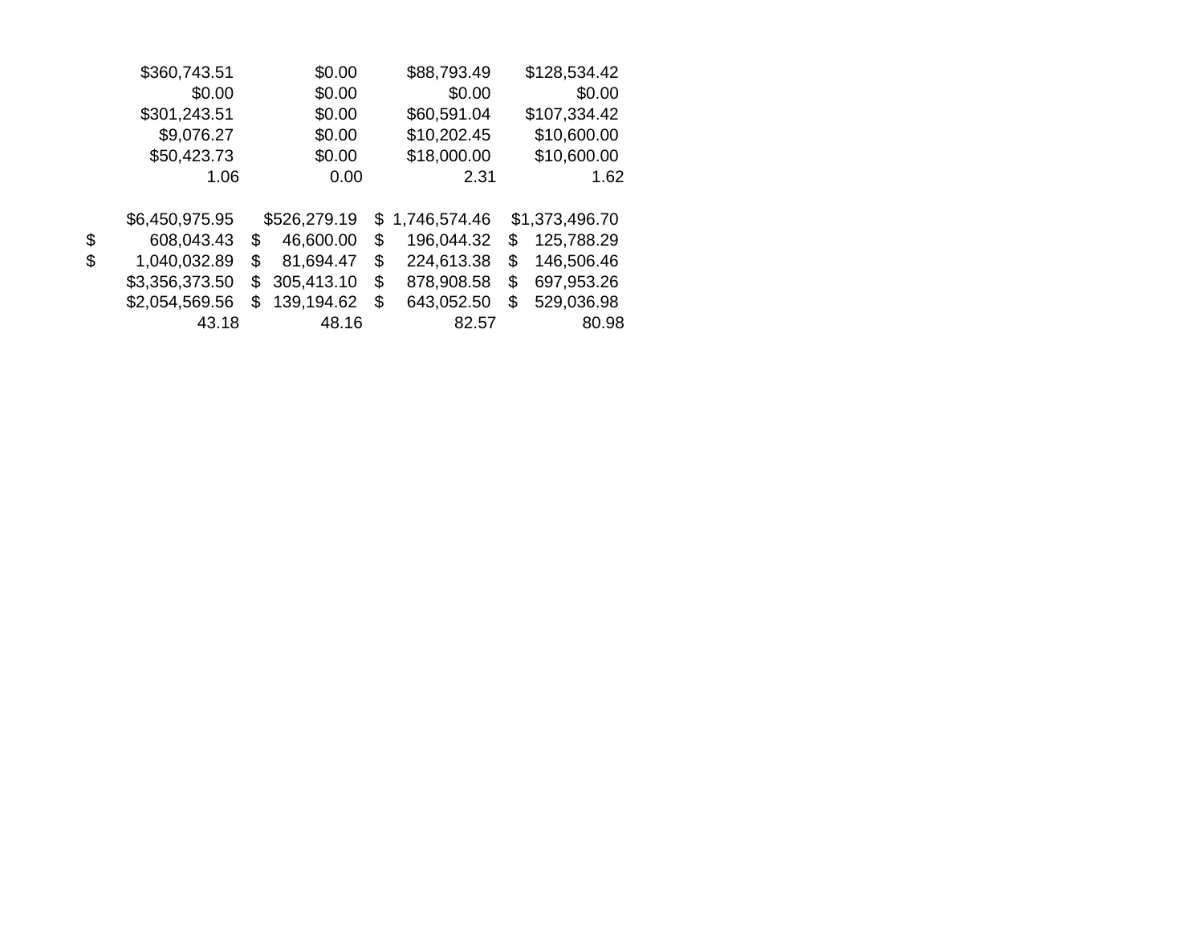| | | | |
|---|---|---|---|
| $360,743.51 | $0.00 | $88,793.49 | $128,534.42 |
| $0.00 | $0.00 | $0.00 | $0.00 |
| $301,243.51 | $0.00 | $60,591.04 | $107,334.42 |
| $9,076.27 | $0.00 | $10,202.45 | $10,600.00 |
| $50,423.73 | $0.00 | $18,000.00 | $10,600.00 |
| 1.06 | 0.00 | 2.31 | 1.62 |
| | | | |
| $6,450,975.95 | $526,279.19 | $ 1,746,574.46 | $1,373,496.70 |
| $ 608,043.43 | $ 46,600.00 | $ 196,044.32 | $ 125,788.29 |
| $ 1,040,032.89 | $ 81,694.47 | $ 224,613.38 | $ 146,506.46 |
| $3,356,373.50 | $ 305,413.10 | $ 878,908.58 | $ 697,953.26 |
| $2,054,569.56 | $ 139,194.62 | $ 643,052.50 | $ 529,036.98 |
| 43.18 | 48.16 | 82.57 | 80.98 |